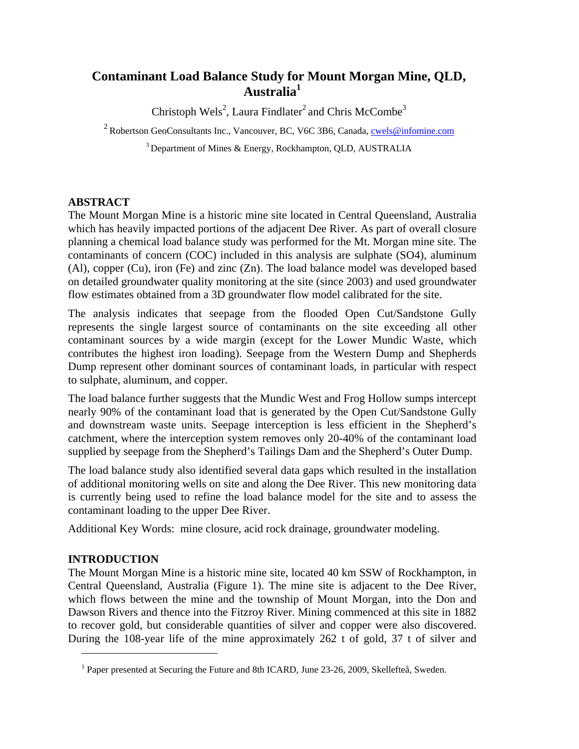# Contaminant Load Balance Study for Mount Morgan Mine, QLD, Australia[1]

Christoph Wels[2], Laura Findlater[2] and Chris McCombe[3]

[2] Robertson GeoConsultants Inc., Vancouver, BC, V6C 3B6, Canada, cwels@infomine.com

[3] Department of Mines & Energy, Rockhampton, QLD, AUSTRALIA

## ABSTRACT

The Mount Morgan Mine is a historic mine site located in Central Queensland, Australia which has heavily impacted portions of the adjacent Dee River. As part of overall closure planning a chemical load balance study was performed for the Mt. Morgan mine site. The contaminants of concern (COC) included in this analysis are sulphate (SO4), aluminum (Al), copper (Cu), iron (Fe) and zinc (Zn). The load balance model was developed based on detailed groundwater quality monitoring at the site (since 2003) and used groundwater flow estimates obtained from a 3D groundwater flow model calibrated for the site.

The analysis indicates that seepage from the flooded Open Cut/Sandstone Gully represents the single largest source of contaminants on the site exceeding all other contaminant sources by a wide margin (except for the Lower Mundic Waste, which contributes the highest iron loading). Seepage from the Western Dump and Shepherds Dump represent other dominant sources of contaminant loads, in particular with respect to sulphate, aluminum, and copper.

The load balance further suggests that the Mundic West and Frog Hollow sumps intercept nearly 90% of the contaminant load that is generated by the Open Cut/Sandstone Gully and downstream waste units. Seepage interception is less efficient in the Shepherd's catchment, where the interception system removes only 20-40% of the contaminant load supplied by seepage from the Shepherd's Tailings Dam and the Shepherd's Outer Dump.

The load balance study also identified several data gaps which resulted in the installation of additional monitoring wells on site and along the Dee River. This new monitoring data is currently being used to refine the load balance model for the site and to assess the contaminant loading to the upper Dee River.

Additional Key Words: mine closure, acid rock drainage, groundwater modeling.

## INTRODUCTION

The Mount Morgan Mine is a historic mine site, located 40 km SSW of Rockhampton, in Central Queensland, Australia (Figure 1). The mine site is adjacent to the Dee River, which flows between the mine and the township of Mount Morgan, into the Don and Dawson Rivers and thence into the Fitzroy River. Mining commenced at this site in 1882 to recover gold, but considerable quantities of silver and copper were also discovered. During the 108-year life of the mine approximately 262 t of gold, 37 t of silver and

---

[1] Paper presented at Securing the Future and 8th ICARD, June 23-26, 2009, Skellefteå, Sweden.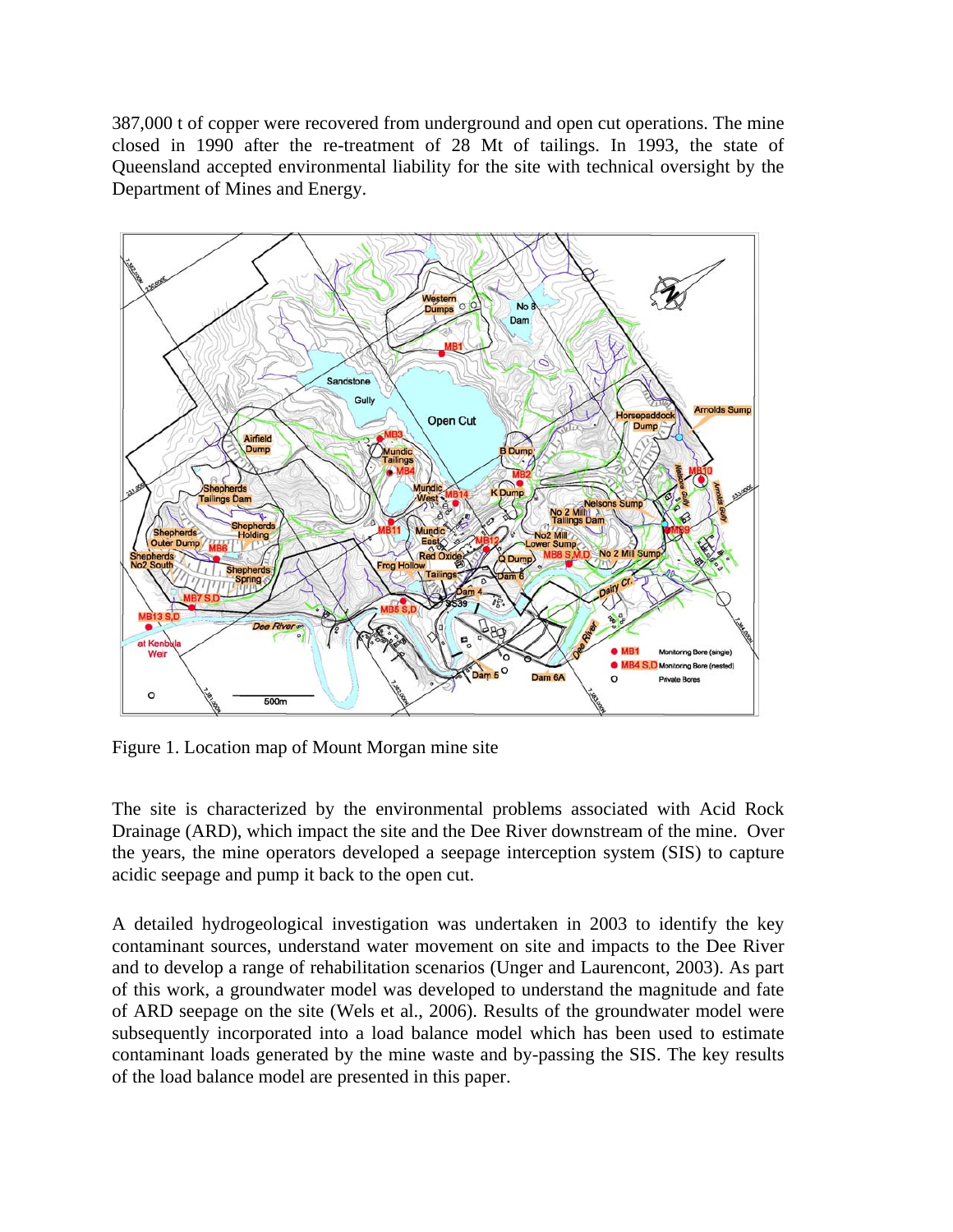387,000 t of copper were recovered from underground and open cut operations. The mine closed in 1990 after the re-treatment of 28 Mt of tailings. In 1993, the state of Queensland accepted environmental liability for the site with technical oversight by the Department of Mines and Energy.

Figure 1. Location map of Mount Morgan mine site

The site is characterized by the environmental problems associated with Acid Rock Drainage (ARD), which impact the site and the Dee River downstream of the mine. Over the years, the mine operators developed a seepage interception system (SIS) to capture acidic seepage and pump it back to the open cut.

A detailed hydrogeological investigation was undertaken in 2003 to identify the key contaminant sources, understand water movement on site and impacts to the Dee River and to develop a range of rehabilitation scenarios (Unger and Laurencont, 2003). As part of this work, a groundwater model was developed to understand the magnitude and fate of ARD seepage on the site (Wels et al., 2006). Results of the groundwater model were subsequently incorporated into a load balance model which has been used to estimate contaminant loads generated by the mine waste and by-passing the SIS. The key results of the load balance model are presented in this paper.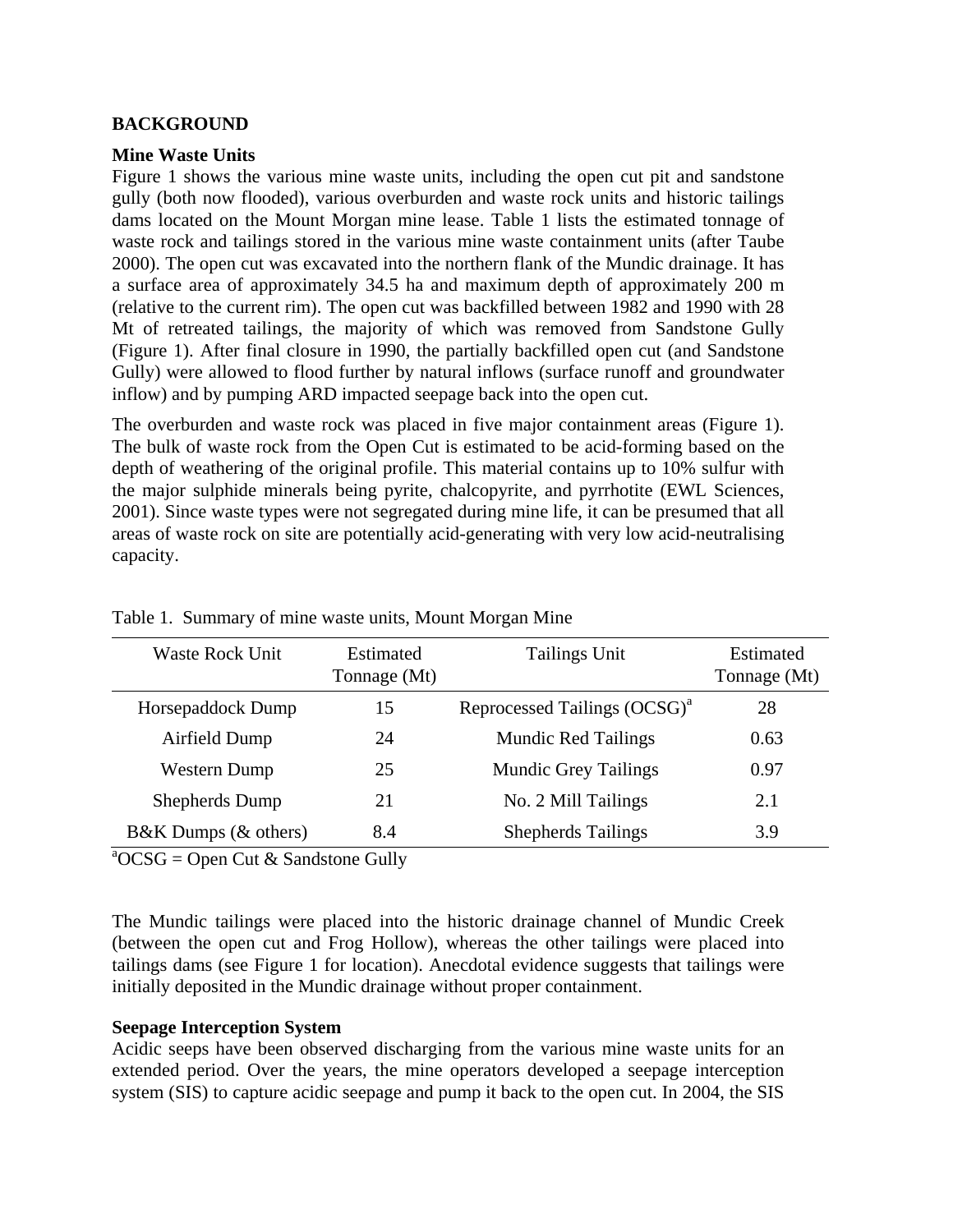## BACKGROUND

### Mine Waste Units

Figure 1 shows the various mine waste units, including the open cut pit and sandstone gully (both now flooded), various overburden and waste rock units and historic tailings dams located on the Mount Morgan mine lease. Table 1 lists the estimated tonnage of waste rock and tailings stored in the various mine waste containment units (after Taube 2000). The open cut was excavated into the northern flank of the Mundic drainage. It has a surface area of approximately 34.5 ha and maximum depth of approximately 200 m (relative to the current rim). The open cut was backfilled between 1982 and 1990 with 28 Mt of retreated tailings, the majority of which was removed from Sandstone Gully (Figure 1). After final closure in 1990, the partially backfilled open cut (and Sandstone Gully) were allowed to flood further by natural inflows (surface runoff and groundwater inflow) and by pumping ARD impacted seepage back into the open cut.

The overburden and waste rock was placed in five major containment areas (Figure 1). The bulk of waste rock from the Open Cut is estimated to be acid-forming based on the depth of weathering of the original profile. This material contains up to 10% sulfur with the major sulphide minerals being pyrite, chalcopyrite, and pyrrhotite (EWL Sciences, 2001). Since waste types were not segregated during mine life, it can be presumed that all areas of waste rock on site are potentially acid-generating with very low acid-neutralising capacity.

Table 1. Summary of mine waste units, Mount Morgan Mine

| Waste Rock Unit | Estimated Tonnage (Mt) | Tailings Unit | Estimated Tonnage (Mt) |
|---|---|---|---|
| Horsepaddock Dump | 15 | Reprocessed Tailings (OCSG)[a] | 28 |
| Airfield Dump | 24 | Mundic Red Tailings | 0.63 |
| Western Dump | 25 | Mundic Grey Tailings | 0.97 |
| Shepherds Dump | 21 | No. 2 Mill Tailings | 2.1 |
| B&K Dumps (& others) | 8.4 | Shepherds Tailings | 3.9 |

[a]OCSG = Open Cut & Sandstone Gully

The Mundic tailings were placed into the historic drainage channel of Mundic Creek (between the open cut and Frog Hollow), whereas the other tailings were placed into tailings dams (see Figure 1 for location). Anecdotal evidence suggests that tailings were initially deposited in the Mundic drainage without proper containment.

### Seepage Interception System

Acidic seeps have been observed discharging from the various mine waste units for an extended period. Over the years, the mine operators developed a seepage interception system (SIS) to capture acidic seepage and pump it back to the open cut. In 2004, the SIS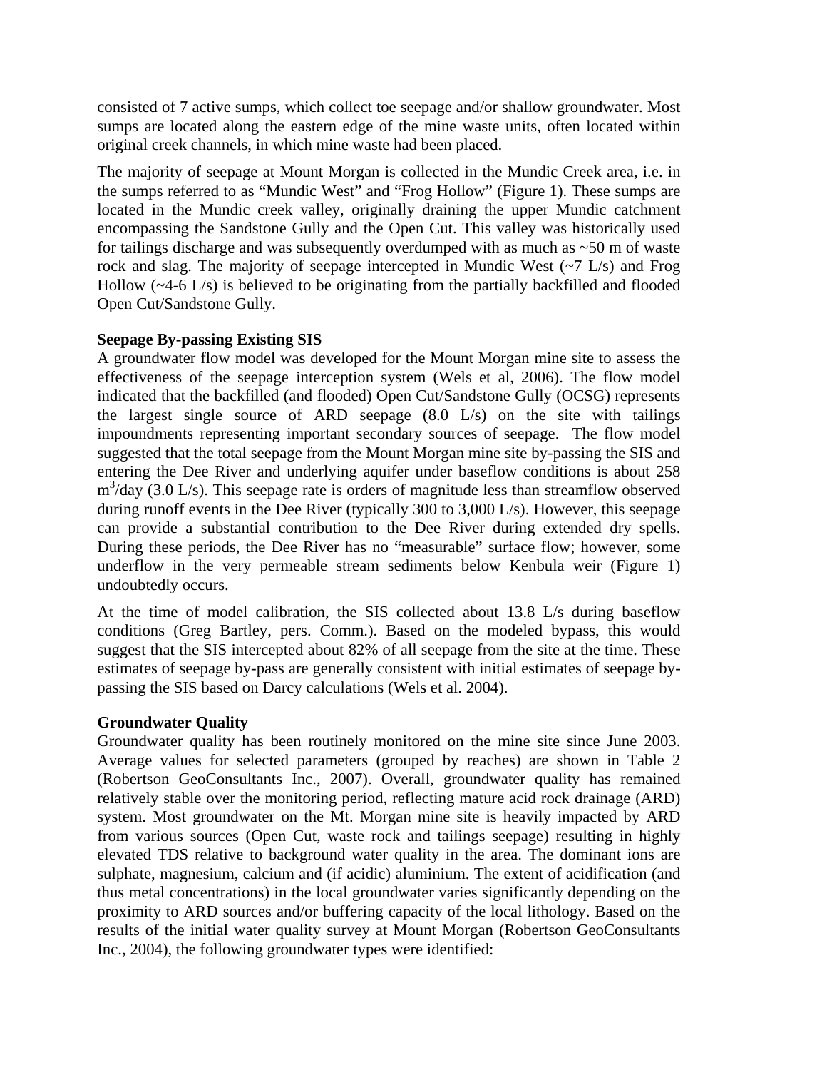consisted of 7 active sumps, which collect toe seepage and/or shallow groundwater. Most sumps are located along the eastern edge of the mine waste units, often located within original creek channels, in which mine waste had been placed.

The majority of seepage at Mount Morgan is collected in the Mundic Creek area, i.e. in the sumps referred to as "Mundic West" and "Frog Hollow" (Figure 1). These sumps are located in the Mundic creek valley, originally draining the upper Mundic catchment encompassing the Sandstone Gully and the Open Cut. This valley was historically used for tailings discharge and was subsequently overdumped with as much as ~50 m of waste rock and slag. The majority of seepage intercepted in Mundic West (~7 L/s) and Frog Hollow (~4-6 L/s) is believed to be originating from the partially backfilled and flooded Open Cut/Sandstone Gully.

**Seepage By-passing Existing SIS**

A groundwater flow model was developed for the Mount Morgan mine site to assess the effectiveness of the seepage interception system (Wels et al, 2006). The flow model indicated that the backfilled (and flooded) Open Cut/Sandstone Gully (OCSG) represents the largest single source of ARD seepage (8.0 L/s) on the site with tailings impoundments representing important secondary sources of seepage. The flow model suggested that the total seepage from the Mount Morgan mine site by-passing the SIS and entering the Dee River and underlying aquifer under baseflow conditions is about 258 $m^3$/day (3.0 L/s). This seepage rate is orders of magnitude less than streamflow observed during runoff events in the Dee River (typically 300 to 3,000 L/s). However, this seepage can provide a substantial contribution to the Dee River during extended dry spells. During these periods, the Dee River has no "measurable" surface flow; however, some underflow in the very permeable stream sediments below Kenbula weir (Figure 1) undoubtedly occurs.

At the time of model calibration, the SIS collected about 13.8 L/s during baseflow conditions (Greg Bartley, pers. Comm.). Based on the modeled bypass, this would suggest that the SIS intercepted about 82% of all seepage from the site at the time. These estimates of seepage by-pass are generally consistent with initial estimates of seepage by-passing the SIS based on Darcy calculations (Wels et al. 2004).

**Groundwater Quality**

Groundwater quality has been routinely monitored on the mine site since June 2003. Average values for selected parameters (grouped by reaches) are shown in Table 2 (Robertson GeoConsultants Inc., 2007). Overall, groundwater quality has remained relatively stable over the monitoring period, reflecting mature acid rock drainage (ARD) system. Most groundwater on the Mt. Morgan mine site is heavily impacted by ARD from various sources (Open Cut, waste rock and tailings seepage) resulting in highly elevated TDS relative to background water quality in the area. The dominant ions are sulphate, magnesium, calcium and (if acidic) aluminium. The extent of acidification (and thus metal concentrations) in the local groundwater varies significantly depending on the proximity to ARD sources and/or buffering capacity of the local lithology. Based on the results of the initial water quality survey at Mount Morgan (Robertson GeoConsultants Inc., 2004), the following groundwater types were identified: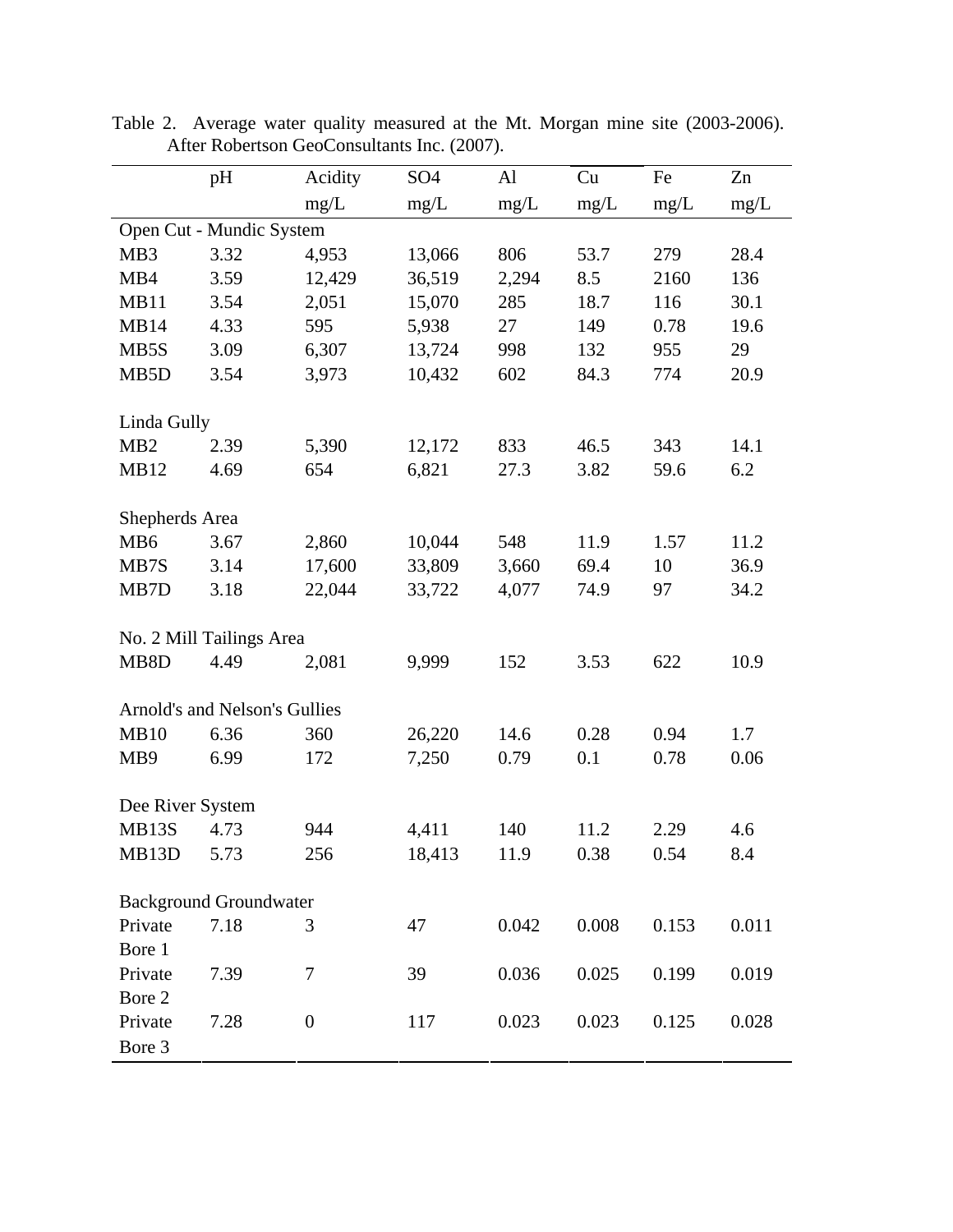Table 2. Average water quality measured at the Mt. Morgan mine site (2003-2006). After Robertson GeoConsultants Inc. (2007).

| | pH | Acidity mg/L | SO4 mg/L | Al mg/L | Cu mg/L | Fe mg/L | Zn mg/L |
|---|---|---|---|---|---|---|---|
| Open Cut - Mundic System | | | | | | | |
| MB3 | 3.32 | 4,953 | 13,066 | 806 | 53.7 | 279 | 28.4 |
| MB4 | 3.59 | 12,429 | 36,519 | 2,294 | 8.5 | 2160 | 136 |
| MB11 | 3.54 | 2,051 | 15,070 | 285 | 18.7 | 116 | 30.1 |
| MB14 | 4.33 | 595 | 5,938 | 27 | 149 | 0.78 | 19.6 |
| MB5S | 3.09 | 6,307 | 13,724 | 998 | 132 | 955 | 29 |
| MB5D | 3.54 | 3,973 | 10,432 | 602 | 84.3 | 774 | 20.9 |
| Linda Gully | | | | | | | |
| MB2 | 2.39 | 5,390 | 12,172 | 833 | 46.5 | 343 | 14.1 |
| MB12 | 4.69 | 654 | 6,821 | 27.3 | 3.82 | 59.6 | 6.2 |
| Shepherds Area | | | | | | | |
| MB6 | 3.67 | 2,860 | 10,044 | 548 | 11.9 | 1.57 | 11.2 |
| MB7S | 3.14 | 17,600 | 33,809 | 3,660 | 69.4 | 10 | 36.9 |
| MB7D | 3.18 | 22,044 | 33,722 | 4,077 | 74.9 | 97 | 34.2 |
| No. 2 Mill Tailings Area | | | | | | | |
| MB8D | 4.49 | 2,081 | 9,999 | 152 | 3.53 | 622 | 10.9 |
| Arnold's and Nelson's Gullies | | | | | | | |
| MB10 | 6.36 | 360 | 26,220 | 14.6 | 0.28 | 0.94 | 1.7 |
| MB9 | 6.99 | 172 | 7,250 | 0.79 | 0.1 | 0.78 | 0.06 |
| Dee River System | | | | | | | |
| MB13S | 4.73 | 944 | 4,411 | 140 | 11.2 | 2.29 | 4.6 |
| MB13D | 5.73 | 256 | 18,413 | 11.9 | 0.38 | 0.54 | 8.4 |
| Background Groundwater | | | | | | | |
| Private Bore 1 | 7.18 | 3 | 47 | 0.042 | 0.008 | 0.153 | 0.011 |
| Private Bore 2 | 7.39 | 7 | 39 | 0.036 | 0.025 | 0.199 | 0.019 |
| Private Bore 3 | 7.28 | 0 | 117 | 0.023 | 0.023 | 0.125 | 0.028 |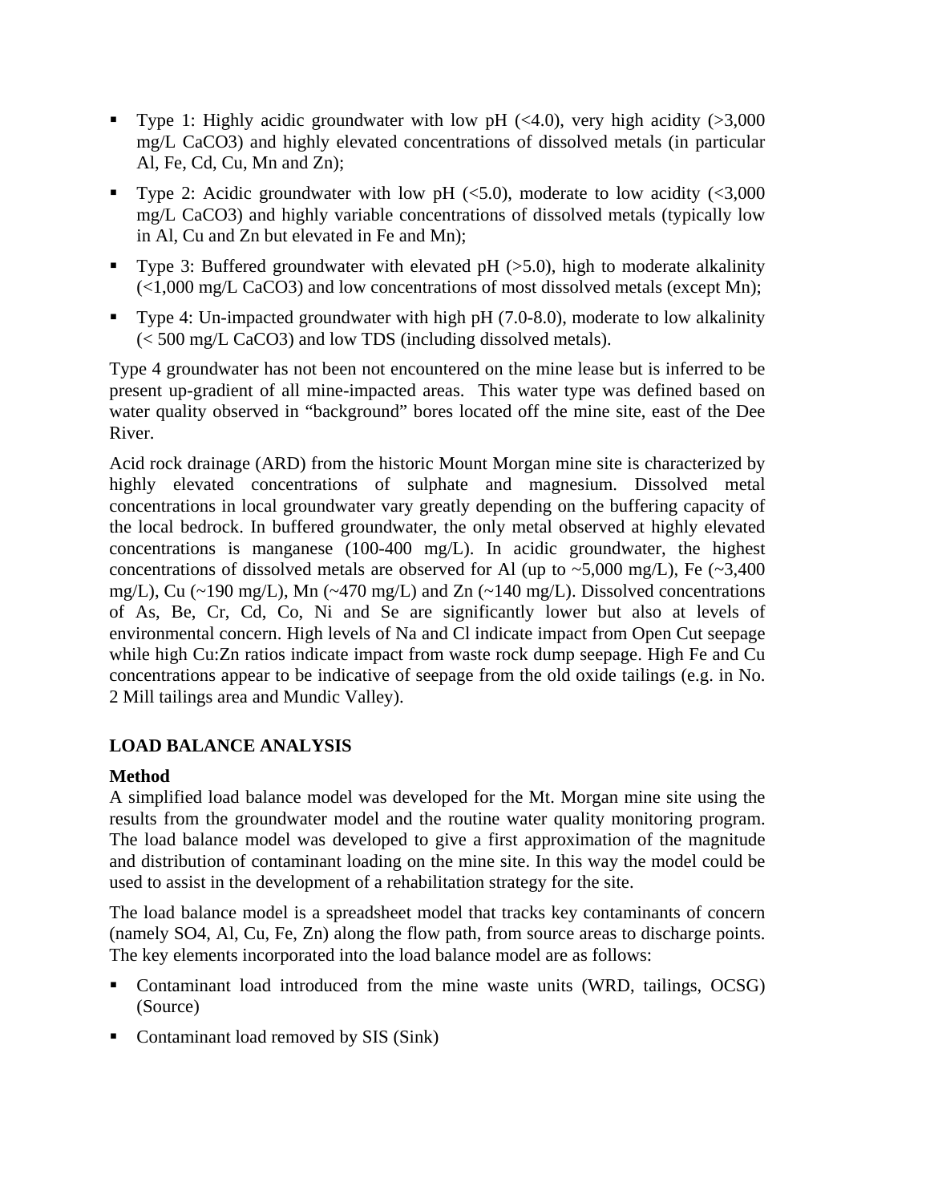- Type 1: Highly acidic groundwater with low pH (<4.0), very high acidity (>3,000 mg/L $CaCO_3$) and highly elevated concentrations of dissolved metals (in particular Al, Fe, Cd, Cu, Mn and Zn);
- Type 2: Acidic groundwater with low pH (<5.0), moderate to low acidity (<3,000 mg/L $CaCO_3$) and highly variable concentrations of dissolved metals (typically low in Al, Cu and Zn but elevated in Fe and Mn);
- Type 3: Buffered groundwater with elevated pH (>5.0), high to moderate alkalinity (<1,000 mg/L $CaCO_3$) and low concentrations of most dissolved metals (except Mn);
- Type 4: Un-impacted groundwater with high pH (7.0-8.0), moderate to low alkalinity (< 500 mg/L $CaCO_3$) and low TDS (including dissolved metals).

Type 4 groundwater has not been not encountered on the mine lease but is inferred to be present up-gradient of all mine-impacted areas. This water type was defined based on water quality observed in "background" bores located off the mine site, east of the Dee River.

Acid rock drainage (ARD) from the historic Mount Morgan mine site is characterized by highly elevated concentrations of sulphate and magnesium. Dissolved metal concentrations in local groundwater vary greatly depending on the buffering capacity of the local bedrock. In buffered groundwater, the only metal observed at highly elevated concentrations is manganese (100-400 mg/L). In acidic groundwater, the highest concentrations of dissolved metals are observed for Al (up to ~5,000 mg/L), Fe (~3,400 mg/L), Cu (~190 mg/L), Mn (~470 mg/L) and Zn (~140 mg/L). Dissolved concentrations of As, Be, Cr, Cd, Co, Ni and Se are significantly lower but also at levels of environmental concern. High levels of Na and Cl indicate impact from Open Cut seepage while high Cu:Zn ratios indicate impact from waste rock dump seepage. High Fe and Cu concentrations appear to be indicative of seepage from the old oxide tailings (e.g. in No. 2 Mill tailings area and Mundic Valley).

## LOAD BALANCE ANALYSIS

### Method

A simplified load balance model was developed for the Mt. Morgan mine site using the results from the groundwater model and the routine water quality monitoring program. The load balance model was developed to give a first approximation of the magnitude and distribution of contaminant loading on the mine site. In this way the model could be used to assist in the development of a rehabilitation strategy for the site.

The load balance model is a spreadsheet model that tracks key contaminants of concern (namely $SO_4$, Al, Cu, Fe, Zn) along the flow path, from source areas to discharge points. The key elements incorporated into the load balance model are as follows:

- Contaminant load introduced from the mine waste units (WRD, tailings, OCSG) (Source)
- Contaminant load removed by SIS (Sink)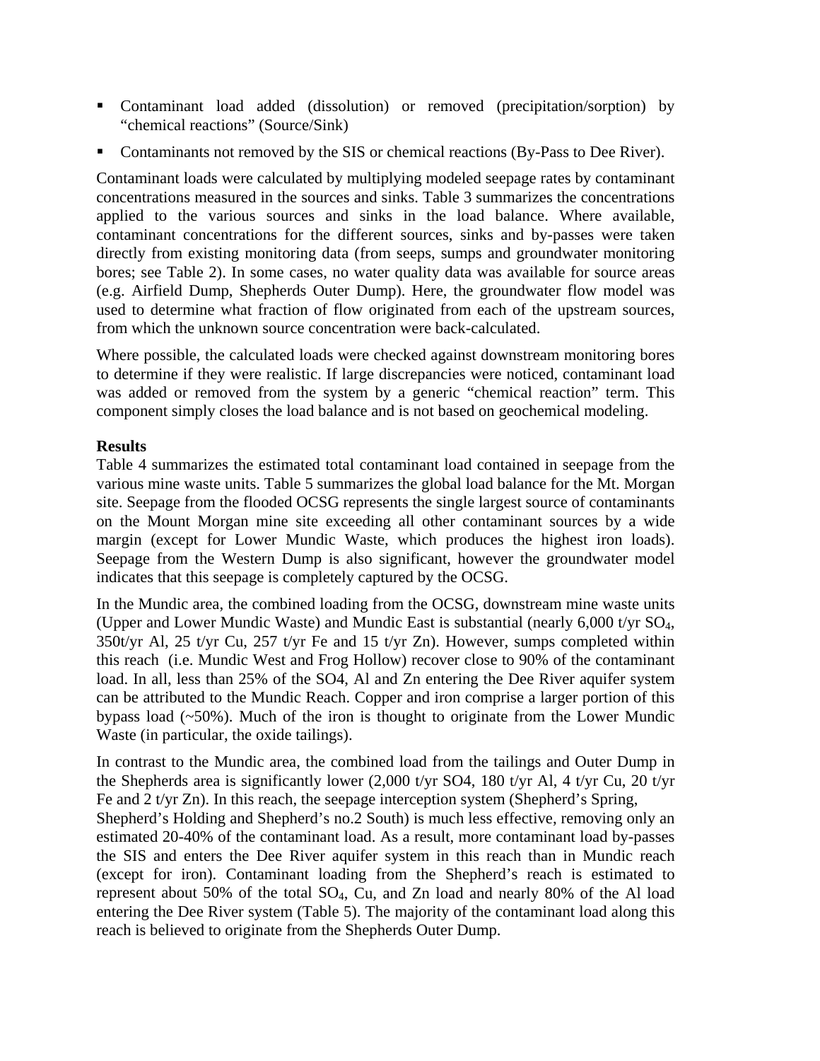- Contaminant load added (dissolution) or removed (precipitation/sorption) by "chemical reactions" (Source/Sink)
- Contaminants not removed by the SIS or chemical reactions (By-Pass to Dee River).

Contaminant loads were calculated by multiplying modeled seepage rates by contaminant concentrations measured in the sources and sinks. Table 3 summarizes the concentrations applied to the various sources and sinks in the load balance. Where available, contaminant concentrations for the different sources, sinks and by-passes were taken directly from existing monitoring data (from seeps, sumps and groundwater monitoring bores; see Table 2). In some cases, no water quality data was available for source areas (e.g. Airfield Dump, Shepherds Outer Dump). Here, the groundwater flow model was used to determine what fraction of flow originated from each of the upstream sources, from which the unknown source concentration were back-calculated.

Where possible, the calculated loads were checked against downstream monitoring bores to determine if they were realistic. If large discrepancies were noticed, contaminant load was added or removed from the system by a generic "chemical reaction" term. This component simply closes the load balance and is not based on geochemical modeling.

**Results**

Table 4 summarizes the estimated total contaminant load contained in seepage from the various mine waste units. Table 5 summarizes the global load balance for the Mt. Morgan site. Seepage from the flooded OCSG represents the single largest source of contaminants on the Mount Morgan mine site exceeding all other contaminant sources by a wide margin (except for Lower Mundic Waste, which produces the highest iron loads). Seepage from the Western Dump is also significant, however the groundwater model indicates that this seepage is completely captured by the OCSG.

In the Mundic area, the combined loading from the OCSG, downstream mine waste units (Upper and Lower Mundic Waste) and Mundic East is substantial (nearly 6,000 t/yr $SO_4$, 350t/yr Al, 25 t/yr Cu, 257 t/yr Fe and 15 t/yr Zn). However, sumps completed within this reach (i.e. Mundic West and Frog Hollow) recover close to 90% of the contaminant load. In all, less than 25% of the SO4, Al and Zn entering the Dee River aquifer system can be attributed to the Mundic Reach. Copper and iron comprise a larger portion of this bypass load (~50%). Much of the iron is thought to originate from the Lower Mundic Waste (in particular, the oxide tailings).

In contrast to the Mundic area, the combined load from the tailings and Outer Dump in the Shepherds area is significantly lower (2,000 t/yr SO4, 180 t/yr Al, 4 t/yr Cu, 20 t/yr Fe and 2 t/yr Zn). In this reach, the seepage interception system (Shepherd's Spring, Shepherd's Holding and Shepherd's no.2 South) is much less effective, removing only an estimated 20-40% of the contaminant load. As a result, more contaminant load by-passes the SIS and enters the Dee River aquifer system in this reach than in Mundic reach (except for iron). Contaminant loading from the Shepherd's reach is estimated to represent about 50% of the total $SO_4$, Cu, and Zn load and nearly 80% of the Al load entering the Dee River system (Table 5). The majority of the contaminant load along this reach is believed to originate from the Shepherds Outer Dump.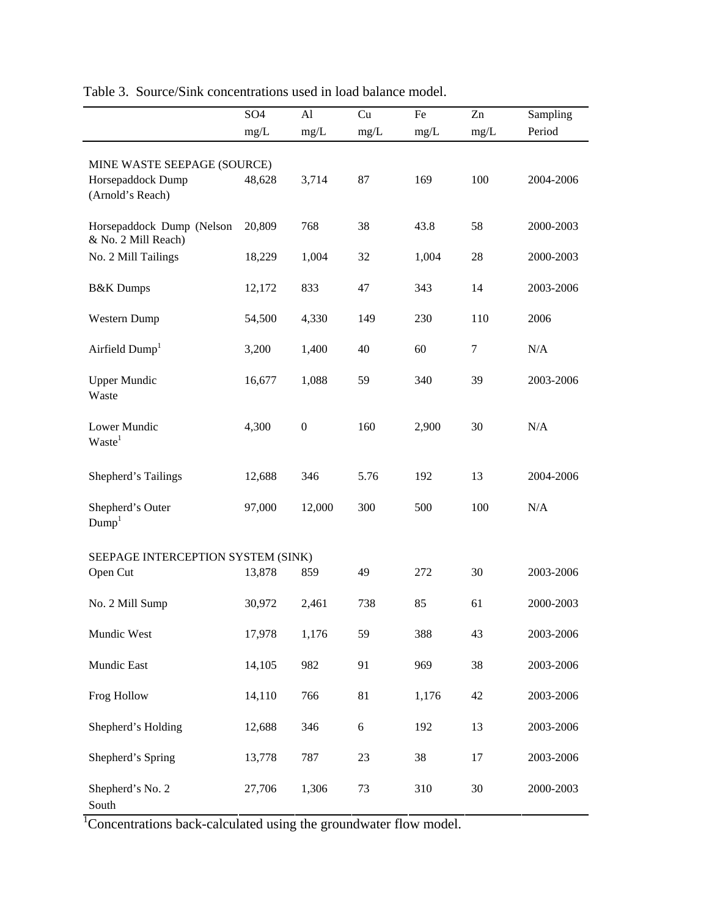Table 3. Source/Sink concentrations used in load balance model.

| | SO4 mg/L | Al mg/L | Cu mg/L | Fe mg/L | Zn mg/L | Sampling Period |
|---|---|---|---|---|---|---|
| MINE WASTE SEEPAGE (SOURCE) | | | | | | |
| Horsepaddock Dump (Arnold's Reach) | 48,628 | 3,714 | 87 | 169 | 100 | 2004-2006 |
| Horsepaddock Dump (Nelson & No. 2 Mill Reach) | 20,809 | 768 | 38 | 43.8 | 58 | 2000-2003 |
| No. 2 Mill Tailings | 18,229 | 1,004 | 32 | 1,004 | 28 | 2000-2003 |
| B&K Dumps | 12,172 | 833 | 47 | 343 | 14 | 2003-2006 |
| Western Dump | 54,500 | 4,330 | 149 | 230 | 110 | 2006 |
| Airfield Dump[1] | 3,200 | 1,400 | 40 | 60 | 7 | N/A |
| Upper Mundic Waste | 16,677 | 1,088 | 59 | 340 | 39 | 2003-2006 |
| Lower Mundic Waste[1] | 4,300 | 0 | 160 | 2,900 | 30 | N/A |
| Shepherd's Tailings | 12,688 | 346 | 5.76 | 192 | 13 | 2004-2006 |
| Shepherd's Outer Dump[1] | 97,000 | 12,000 | 300 | 500 | 100 | N/A |
| SEEPAGE INTERCEPTION SYSTEM (SINK) | | | | | | |
| Open Cut | 13,878 | 859 | 49 | 272 | 30 | 2003-2006 |
| No. 2 Mill Sump | 30,972 | 2,461 | 738 | 85 | 61 | 2000-2003 |
| Mundic West | 17,978 | 1,176 | 59 | 388 | 43 | 2003-2006 |
| Mundic East | 14,105 | 982 | 91 | 969 | 38 | 2003-2006 |
| Frog Hollow | 14,110 | 766 | 81 | 1,176 | 42 | 2003-2006 |
| Shepherd's Holding | 12,688 | 346 | 6 | 192 | 13 | 2003-2006 |
| Shepherd's Spring | 13,778 | 787 | 23 | 38 | 17 | 2003-2006 |
| Shepherd's No. 2 South | 27,706 | 1,306 | 73 | 310 | 30 | 2000-2003 |

[1]Concentrations back-calculated using the groundwater flow model.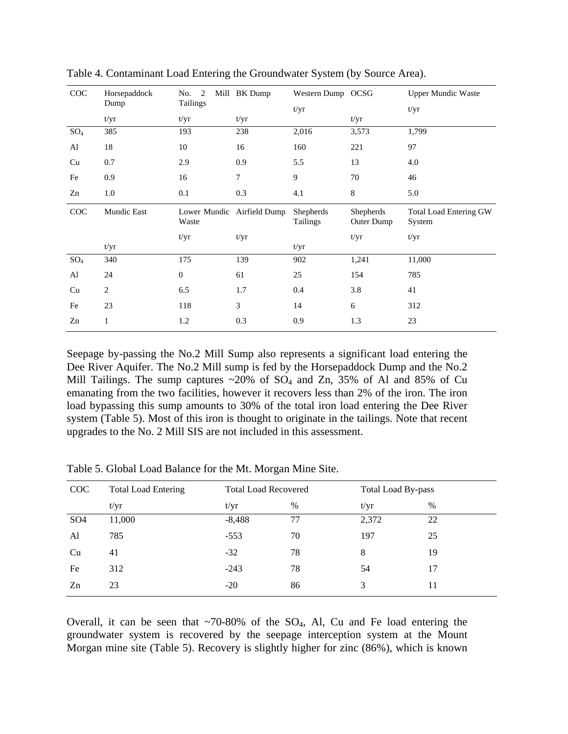Table 4. Contaminant Load Entering the Groundwater System (by Source Area).

| COC | Horsepaddock Dump | No. 2 Mill Tailings | BK Dump | Western Dump | OCSG | Upper Mundic Waste |
|---|---|---|---|---|---|---|
| | t/yr | t/yr | t/yr | t/yr | t/yr | t/yr |
| $SO_4$ | 385 | 193 | 238 | 2,016 | 3,573 | 1,799 |
| Al | 18 | 10 | 16 | 160 | 221 | 97 |
| Cu | 0.7 | 2.9 | 0.9 | 5.5 | 13 | 4.0 |
| Fe | 0.9 | 16 | 7 | 9 | 70 | 46 |
| Zn | 1.0 | 0.1 | 0.3 | 4.1 | 8 | 5.0 |
| **COC** | **Mundic East** | **Lower Mundic Waste** | **Airfield Dump** | **Shepherds Tailings** | **Shepherds Outer Dump** | **Total Load Entering GW System** |
| | t/yr | t/yr | t/yr | t/yr | t/yr | t/yr |
| $SO_4$ | 340 | 175 | 139 | 902 | 1,241 | 11,000 |
| Al | 24 | 0 | 61 | 25 | 154 | 785 |
| Cu | 2 | 6.5 | 1.7 | 0.4 | 3.8 | 41 |
| Fe | 23 | 118 | 3 | 14 | 6 | 312 |
| Zn | 1 | 1.2 | 0.3 | 0.9 | 1.3 | 23 |

Seepage by-passing the No.2 Mill Sump also represents a significant load entering the Dee River Aquifer. The No.2 Mill sump is fed by the Horsepaddock Dump and the No.2 Mill Tailings. The sump captures ~20% of $SO_4$ and Zn, 35% of Al and 85% of Cu emanating from the two facilities, however it recovers less than 2% of the iron. The iron load bypassing this sump amounts to 30% of the total iron load entering the Dee River system (Table 5). Most of this iron is thought to originate in the tailings. Note that recent upgrades to the No. 2 Mill SIS are not included in this assessment.

Table 5. Global Load Balance for the Mt. Morgan Mine Site.

| COC | Total Load Entering | Total Load Recovered | | Total Load By-pass | |
|---|---|---|---|---|---|
| | t/yr | t/yr | % | t/yr | % |
| SO4 | 11,000 | -8,488 | 77 | 2,372 | 22 |
| Al | 785 | -553 | 70 | 197 | 25 |
| Cu | 41 | -32 | 78 | 8 | 19 |
| Fe | 312 | -243 | 78 | 54 | 17 |
| Zn | 23 | -20 | 86 | 3 | 11 |

Overall, it can be seen that ~70-80% of the $SO_4$, Al, Cu and Fe load entering the groundwater system is recovered by the seepage interception system at the Mount Morgan mine site (Table 5). Recovery is slightly higher for zinc (86%), which is known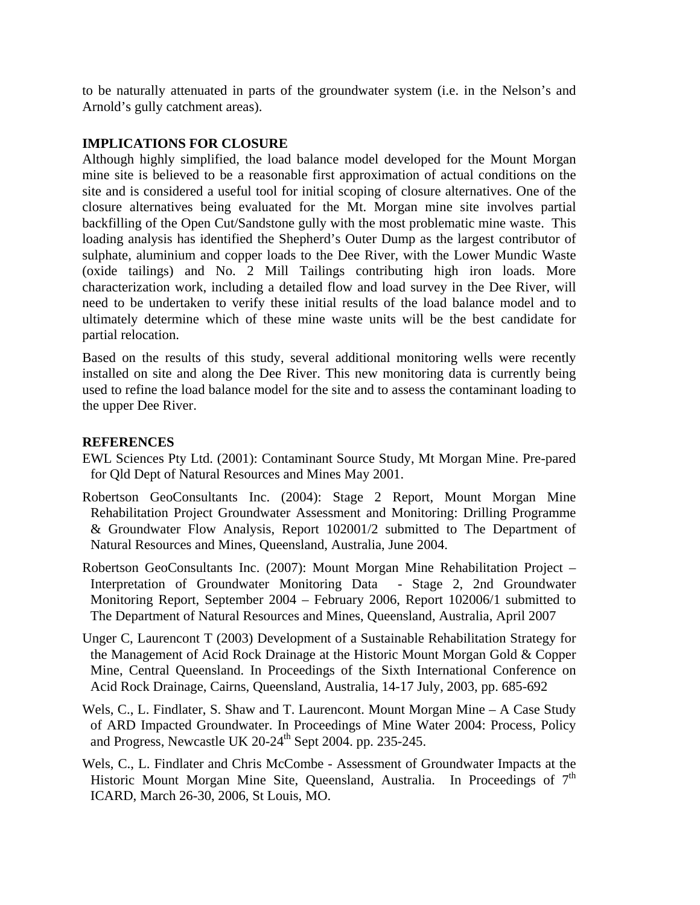to be naturally attenuated in parts of the groundwater system (i.e. in the Nelson's and Arnold's gully catchment areas).

## IMPLICATIONS FOR CLOSURE

Although highly simplified, the load balance model developed for the Mount Morgan mine site is believed to be a reasonable first approximation of actual conditions on the site and is considered a useful tool for initial scoping of closure alternatives. One of the closure alternatives being evaluated for the Mt. Morgan mine site involves partial backfilling of the Open Cut/Sandstone gully with the most problematic mine waste. This loading analysis has identified the Shepherd's Outer Dump as the largest contributor of sulphate, aluminium and copper loads to the Dee River, with the Lower Mundic Waste (oxide tailings) and No. 2 Mill Tailings contributing high iron loads. More characterization work, including a detailed flow and load survey in the Dee River, will need to be undertaken to verify these initial results of the load balance model and to ultimately determine which of these mine waste units will be the best candidate for partial relocation.

Based on the results of this study, several additional monitoring wells were recently installed on site and along the Dee River. This new monitoring data is currently being used to refine the load balance model for the site and to assess the contaminant loading to the upper Dee River.

## REFERENCES

EWL Sciences Pty Ltd. (2001): Contaminant Source Study, Mt Morgan Mine. Pre-pared for Qld Dept of Natural Resources and Mines May 2001.

Robertson GeoConsultants Inc. (2004): Stage 2 Report, Mount Morgan Mine Rehabilitation Project Groundwater Assessment and Monitoring: Drilling Programme & Groundwater Flow Analysis, Report 102001/2 submitted to The Department of Natural Resources and Mines, Queensland, Australia, June 2004.

Robertson GeoConsultants Inc. (2007): Mount Morgan Mine Rehabilitation Project – Interpretation of Groundwater Monitoring Data - Stage 2, 2nd Groundwater Monitoring Report, September 2004 – February 2006, Report 102006/1 submitted to The Department of Natural Resources and Mines, Queensland, Australia, April 2007

Unger C, Laurencont T (2003) Development of a Sustainable Rehabilitation Strategy for the Management of Acid Rock Drainage at the Historic Mount Morgan Gold & Copper Mine, Central Queensland. In Proceedings of the Sixth International Conference on Acid Rock Drainage, Cairns, Queensland, Australia, 14-17 July, 2003, pp. 685-692

Wels, C., L. Findlater, S. Shaw and T. Laurencont. Mount Morgan Mine – A Case Study of ARD Impacted Groundwater. In Proceedings of Mine Water 2004: Process, Policy and Progress, Newcastle UK 20-24th Sept 2004. pp. 235-245.

Wels, C., L. Findlater and Chris McCombe - Assessment of Groundwater Impacts at the Historic Mount Morgan Mine Site, Queensland, Australia. In Proceedings of 7th ICARD, March 26-30, 2006, St Louis, MO.